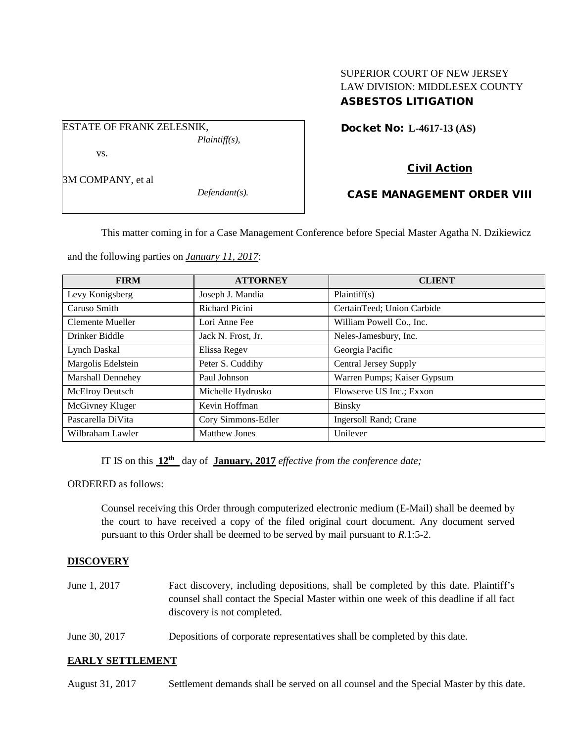SUPERIOR COURT OF NEW JERSEY
LAW DIVISION: MIDDLESEX COUNTY
**ASBESTOS LITIGATION**

ESTATE OF FRANK ZELESNIK,
*Plaintiff(s),*

vs.

3M COMPANY, et al
*Defendant(s).*

**Docket No: L-4617-13 (AS)**

**Civil Action**

**CASE MANAGEMENT ORDER VIII**

This matter coming in for a Case Management Conference before Special Master Agatha N. Dzikiewicz and the following parties on ***January 11, 2017***:

| FIRM | ATTORNEY | CLIENT |
|---|---|---|
| Levy Konigsberg | Joseph J. Mandia | Plaintiff(s) |
| Caruso Smith | Richard Picini | CertainTeed; Union Carbide |
| Clemente Mueller | Lori Anne Fee | William Powell Co., Inc. |
| Drinker Biddle | Jack N. Frost, Jr. | Neles-Jamesbury, Inc. |
| Lynch Daskal | Elissa Regev | Georgia Pacific |
| Margolis Edelstein | Peter S. Cuddihy | Central Jersey Supply |
| Marshall Dennehey | Paul Johnson | Warren Pumps; Kaiser Gypsum |
| McElroy Deutsch | Michelle Hydrusko | Flowserve US Inc.; Exxon |
| McGivney Kluger | Kevin Hoffman | Binsky |
| Pascarella DiVita | Cory Simmons-Edler | Ingersoll Rand; Crane |
| Wilbraham Lawler | Matthew Jones | Unilever |

IT IS on this **12th** day of **January, 2017** *effective from the conference date;*

ORDERED as follows:

Counsel receiving this Order through computerized electronic medium (E-Mail) shall be deemed by the court to have received a copy of the filed original court document. Any document served pursuant to this Order shall be deemed to be served by mail pursuant to *R*.1:5-2.

**DISCOVERY**

June 1, 2017 Fact discovery, including depositions, shall be completed by this date. Plaintiff's counsel shall contact the Special Master within one week of this deadline if all fact discovery is not completed.

June 30, 2017 Depositions of corporate representatives shall be completed by this date.

**EARLY SETTLEMENT**

August 31, 2017 Settlement demands shall be served on all counsel and the Special Master by this date.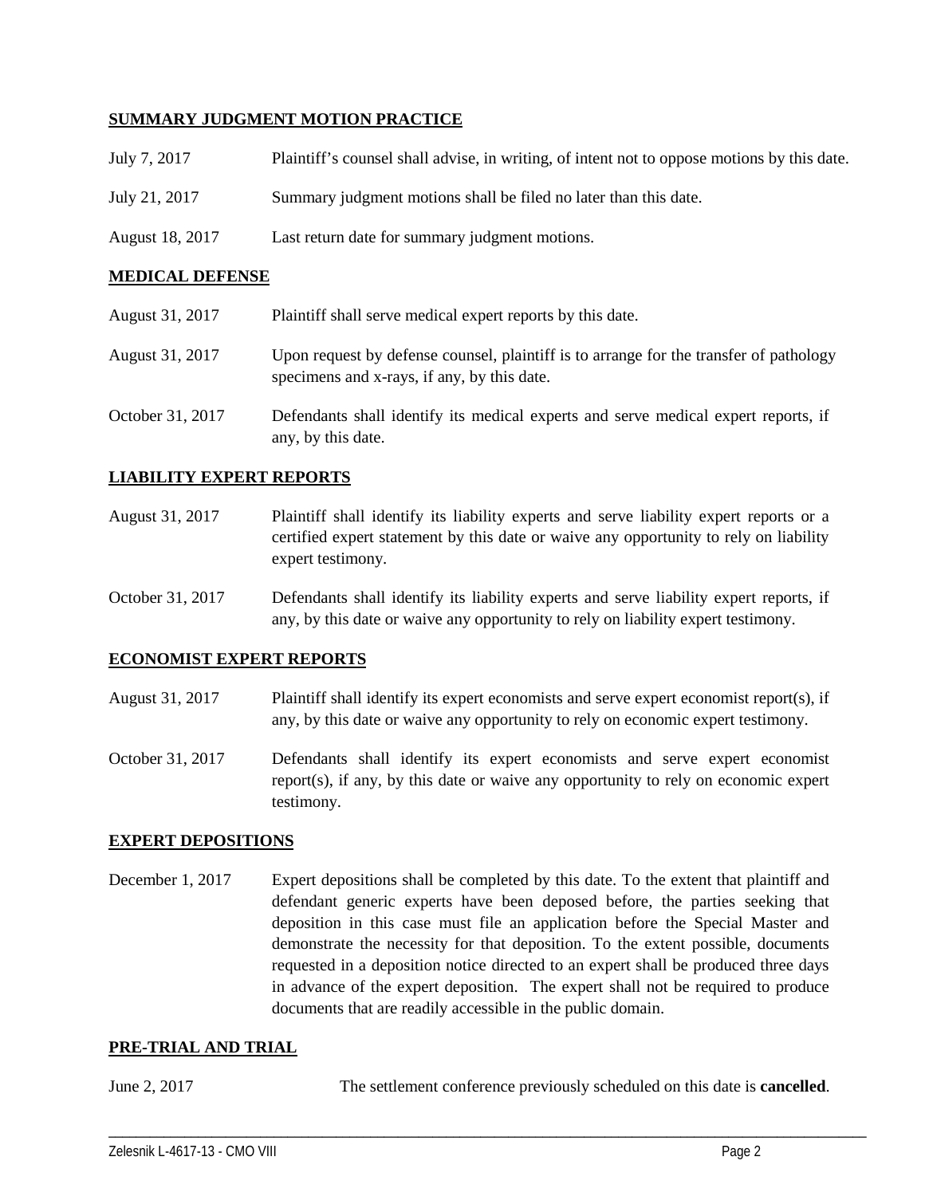**SUMMARY JUDGMENT MOTION PRACTICE**

| | |
|---|---|
| July 7, 2017 | Plaintiff's counsel shall advise, in writing, of intent not to oppose motions by this date. |
| July 21, 2017 | Summary judgment motions shall be filed no later than this date. |
| August 18, 2017 | Last return date for summary judgment motions. |

**MEDICAL DEFENSE**

| | |
|---|---|
| August 31, 2017 | Plaintiff shall serve medical expert reports by this date. |
| August 31, 2017 | Upon request by defense counsel, plaintiff is to arrange for the transfer of pathology specimens and x-rays, if any, by this date. |
| October 31, 2017 | Defendants shall identify its medical experts and serve medical expert reports, if any, by this date. |

**LIABILITY EXPERT REPORTS**

| | |
|---|---|
| August 31, 2017 | Plaintiff shall identify its liability experts and serve liability expert reports or a certified expert statement by this date or waive any opportunity to rely on liability expert testimony. |
| October 31, 2017 | Defendants shall identify its liability experts and serve liability expert reports, if any, by this date or waive any opportunity to rely on liability expert testimony. |

**ECONOMIST EXPERT REPORTS**

| | |
|---|---|
| August 31, 2017 | Plaintiff shall identify its expert economists and serve expert economist report(s), if any, by this date or waive any opportunity to rely on economic expert testimony. |
| October 31, 2017 | Defendants shall identify its expert economists and serve expert economist report(s), if any, by this date or waive any opportunity to rely on economic expert testimony. |

**EXPERT DEPOSITIONS**

| | |
|---|---|
| December 1, 2017 | Expert depositions shall be completed by this date. To the extent that plaintiff and defendant generic experts have been deposed before, the parties seeking that deposition in this case must file an application before the Special Master and demonstrate the necessity for that deposition. To the extent possible, documents requested in a deposition notice directed to an expert shall be produced three days in advance of the expert deposition. The expert shall not be required to produce documents that are readily accessible in the public domain. |

**PRE-TRIAL AND TRIAL**

| | |
|---|---|
| June 2, 2017 | The settlement conference previously scheduled on this date is **cancelled**. |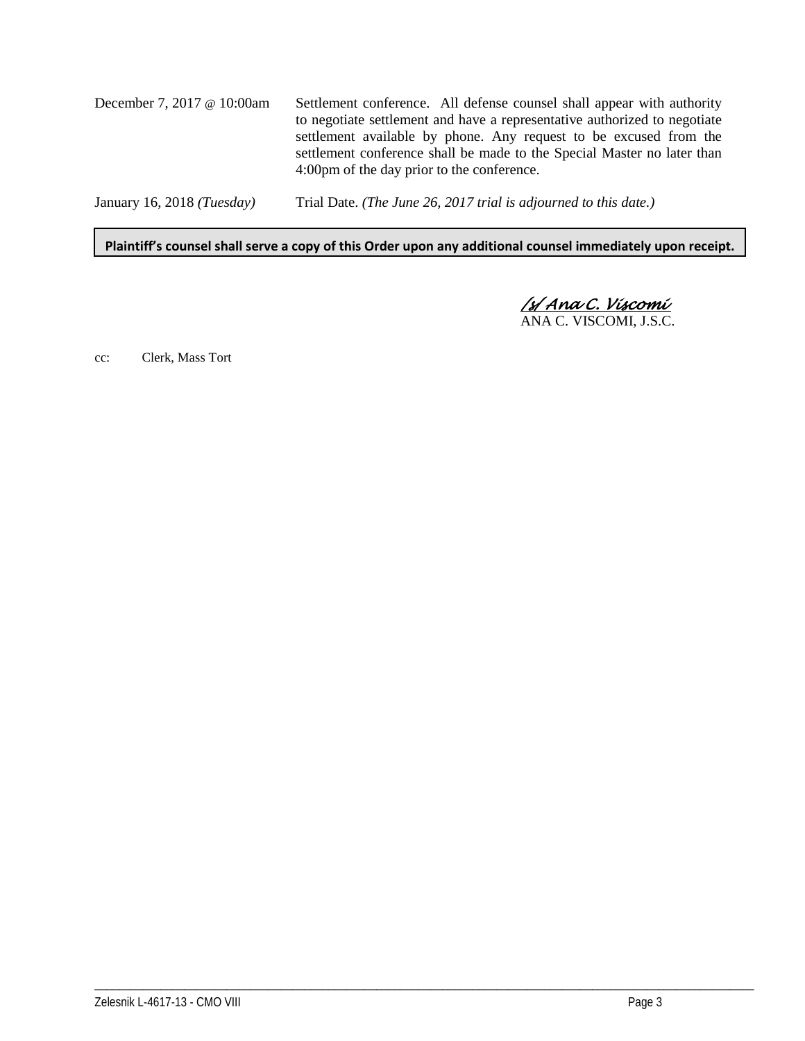| | |
|---|---|
| December 7, 2017 @ 10:00am | Settlement conference. All defense counsel shall appear with authority to negotiate settlement and have a representative authorized to negotiate settlement available by phone. Any request to be excused from the settlement conference shall be made to the Special Master no later than 4:00pm of the day prior to the conference. |
| January 16, 2018 *(Tuesday)* | Trial Date. *(The June 26, 2017 trial is adjourned to this date.)* |

**Plaintiff's counsel shall serve a copy of this Order upon any additional counsel immediately upon receipt.**

*/s/ Ana C. Viscomi*
ANA C. VISCOMI, J.S.C.

cc: Clerk, Mass Tort